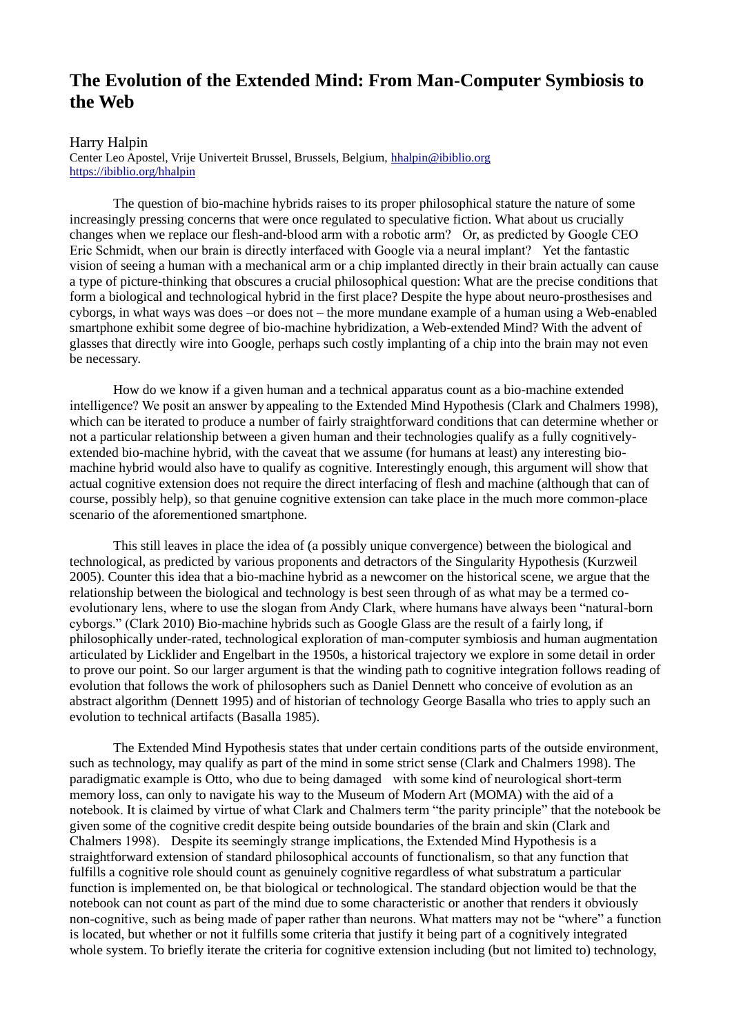# The Evolution of the Extended Mind: From Man-Computer Symbiosis to the Web

Harry Halpin

Center Leo Apostel, Vrije Univerteit Brussel, Brussels, Belgium, hhalpin@ibiblio.org
https://ibiblio.org/hhalpin

The question of bio-machine hybrids raises to its proper philosophical stature the nature of some increasingly pressing concerns that were once regulated to speculative fiction. What about us crucially changes when we replace our flesh-and-blood arm with a robotic arm? Or, as predicted by Google CEO Eric Schmidt, when our brain is directly interfaced with Google via a neural implant? Yet the fantastic vision of seeing a human with a mechanical arm or a chip implanted directly in their brain actually can cause a type of picture-thinking that obscures a crucial philosophical question: What are the precise conditions that form a biological and technological hybrid in the first place? Despite the hype about neuro-prosthesises and cyborgs, in what ways was does –or does not – the more mundane example of a human using a Web-enabled smartphone exhibit some degree of bio-machine hybridization, a Web-extended Mind? With the advent of glasses that directly wire into Google, perhaps such costly implanting of a chip into the brain may not even be necessary.

How do we know if a given human and a technical apparatus count as a bio-machine extended intelligence? We posit an answer by appealing to the Extended Mind Hypothesis (Clark and Chalmers 1998), which can be iterated to produce a number of fairly straightforward conditions that can determine whether or not a particular relationship between a given human and their technologies qualify as a fully cognitively-extended bio-machine hybrid, with the caveat that we assume (for humans at least) any interesting bio-machine hybrid would also have to qualify as cognitive. Interestingly enough, this argument will show that actual cognitive extension does not require the direct interfacing of flesh and machine (although that can of course, possibly help), so that genuine cognitive extension can take place in the much more common-place scenario of the aforementioned smartphone.

This still leaves in place the idea of (a possibly unique convergence) between the biological and technological, as predicted by various proponents and detractors of the Singularity Hypothesis (Kurzweil 2005). Counter this idea that a bio-machine hybrid as a newcomer on the historical scene, we argue that the relationship between the biological and technology is best seen through of as what may be a termed co-evolutionary lens, where to use the slogan from Andy Clark, where humans have always been "natural-born cyborgs." (Clark 2010) Bio-machine hybrids such as Google Glass are the result of a fairly long, if philosophically under-rated, technological exploration of man-computer symbiosis and human augmentation articulated by Licklider and Engelbart in the 1950s, a historical trajectory we explore in some detail in order to prove our point. So our larger argument is that the winding path to cognitive integration follows reading of evolution that follows the work of philosophers such as Daniel Dennett who conceive of evolution as an abstract algorithm (Dennett 1995) and of historian of technology George Basalla who tries to apply such an evolution to technical artifacts (Basalla 1985).

The Extended Mind Hypothesis states that under certain conditions parts of the outside environment, such as technology, may qualify as part of the mind in some strict sense (Clark and Chalmers 1998). The paradigmatic example is Otto, who due to being damaged with some kind of neurological short-term memory loss, can only to navigate his way to the Museum of Modern Art (MOMA) with the aid of a notebook. It is claimed by virtue of what Clark and Chalmers term "the parity principle" that the notebook be given some of the cognitive credit despite being outside boundaries of the brain and skin (Clark and Chalmers 1998). Despite its seemingly strange implications, the Extended Mind Hypothesis is a straightforward extension of standard philosophical accounts of functionalism, so that any function that fulfills a cognitive role should count as genuinely cognitive regardless of what substratum a particular function is implemented on, be that biological or technological. The standard objection would be that the notebook can not count as part of the mind due to some characteristic or another that renders it obviously non-cognitive, such as being made of paper rather than neurons. What matters may not be "where" a function is located, but whether or not it fulfills some criteria that justify it being part of a cognitively integrated whole system. To briefly iterate the criteria for cognitive extension including (but not limited to) technology,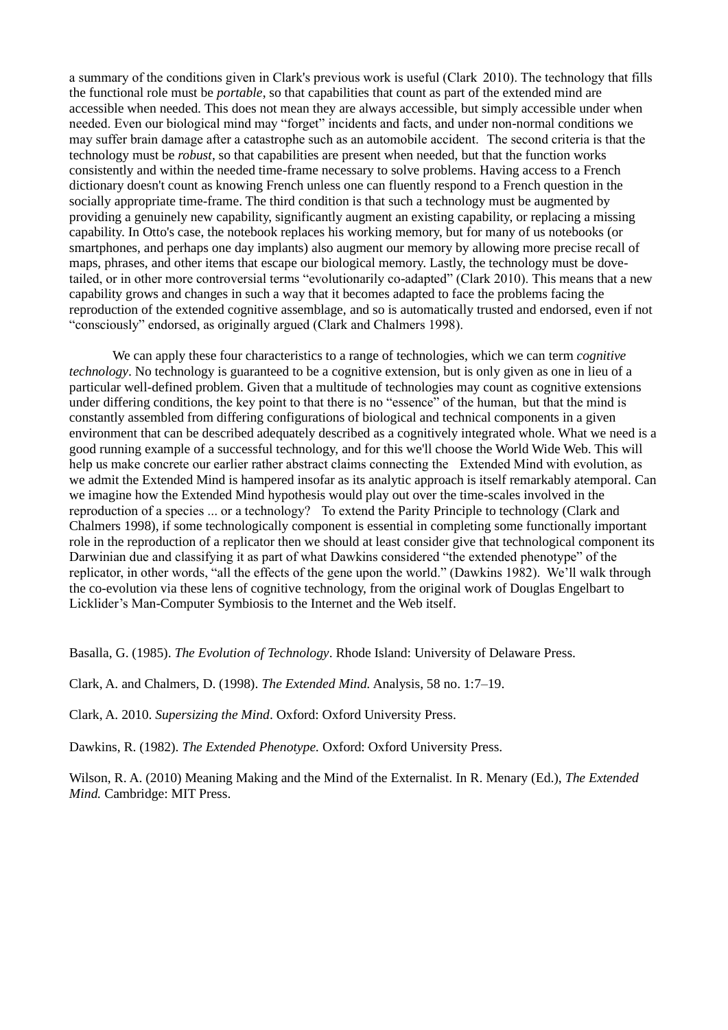a summary of the conditions given in Clark's previous work is useful (Clark  2010). The technology that fills the functional role must be *portable*, so that capabilities that count as part of the extended mind are accessible when needed. This does not mean they are always accessible, but simply accessible under when needed. Even our biological mind may "forget" incidents and facts, and under non-normal conditions we may suffer brain damage after a catastrophe such as an automobile accident.  The second criteria is that the technology must be *robust*, so that capabilities are present when needed, but that the function works consistently and within the needed time-frame necessary to solve problems. Having access to a French dictionary doesn't count as knowing French unless one can fluently respond to a French question in the socially appropriate time-frame. The third condition is that such a technology must be augmented by providing a genuinely new capability, significantly augment an existing capability, or replacing a missing capability. In Otto's case, the notebook replaces his working memory, but for many of us notebooks (or smartphones, and perhaps one day implants) also augment our memory by allowing more precise recall of maps, phrases, and other items that escape our biological memory. Lastly, the technology must be dove-tailed, or in other more controversial terms "evolutionarily co-adapted" (Clark 2010). This means that a new capability grows and changes in such a way that it becomes adapted to face the problems facing the reproduction of the extended cognitive assemblage, and so is automatically trusted and endorsed, even if not "consciously" endorsed, as originally argued (Clark and Chalmers 1998).

We can apply these four characteristics to a range of technologies, which we can term *cognitive technology*. No technology is guaranteed to be a cognitive extension, but is only given as one in lieu of a particular well-defined problem. Given that a multitude of technologies may count as cognitive extensions under differing conditions, the key point to that there is no "essence" of the human,  but that the mind is constantly assembled from differing configurations of biological and technical components in a given environment that can be described adequately described as a cognitively integrated whole. What we need is a good running example of a successful technology, and for this we'll choose the World Wide Web. This will help us make concrete our earlier rather abstract claims connecting the   Extended Mind with evolution, as we admit the Extended Mind is hampered insofar as its analytic approach is itself remarkably atemporal. Can we imagine how the Extended Mind hypothesis would play out over the time-scales involved in the reproduction of a species ... or a technology?   To extend the Parity Principle to technology (Clark and Chalmers 1998), if some technologically component is essential in completing some functionally important role in the reproduction of a replicator then we should at least consider give that technological component its Darwinian due and classifying it as part of what Dawkins considered "the extended phenotype" of the replicator, in other words, "all the effects of the gene upon the world." (Dawkins 1982).  We'll walk through the co-evolution via these lens of cognitive technology, from the original work of Douglas Engelbart to Licklider's Man-Computer Symbiosis to the Internet and the Web itself.

Basalla, G. (1985). *The Evolution of Technology*. Rhode Island: University of Delaware Press.

Clark, A. and Chalmers, D. (1998). *The Extended Mind.* Analysis, 58 no. 1:7–19.

Clark, A. 2010. *Supersizing the Mind*. Oxford: Oxford University Press.

Dawkins, R. (1982). *The Extended Phenotype.* Oxford: Oxford University Press.

Wilson, R. A. (2010) Meaning Making and the Mind of the Externalist. In R. Menary (Ed.), *The Extended Mind.* Cambridge: MIT Press.